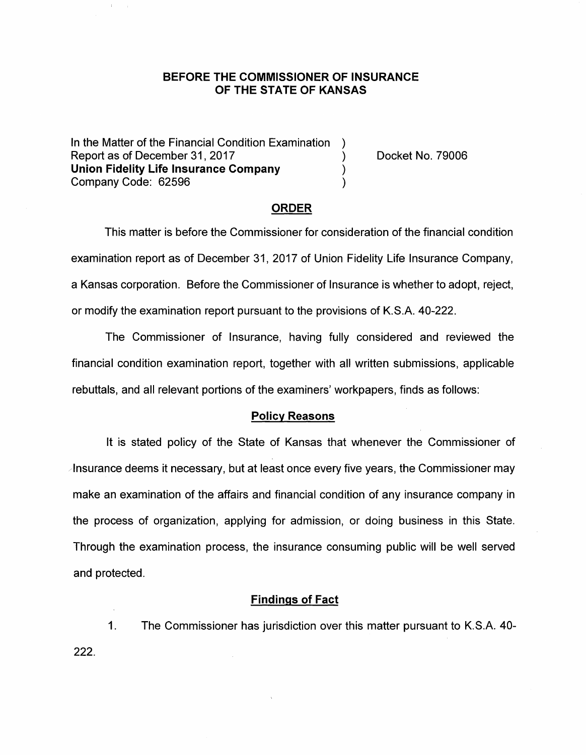# BEFORE THE COMMISSIONER OF INSURANCE OF THE STATE OF KANSAS

In the Matter of the Financial Condition Examination )
Report as of December 31, 2017 )
**Union Fidelity Life Insurance Company** )
Company Code: 62596 )

Docket No. 79006

## ORDER

This matter is before the Commissioner for consideration of the financial condition examination report as of December 31, 2017 of Union Fidelity Life Insurance Company, a Kansas corporation. Before the Commissioner of Insurance is whether to adopt, reject, or modify the examination report pursuant to the provisions of K.S.A. 40-222.

The Commissioner of Insurance, having fully considered and reviewed the financial condition examination report, together with all written submissions, applicable rebuttals, and all relevant portions of the examiners' workpapers, finds as follows:

### Policy Reasons

It is stated policy of the State of Kansas that whenever the Commissioner of Insurance deems it necessary, but at least once every five years, the Commissioner may make an examination of the affairs and financial condition of any insurance company in the process of organization, applying for admission, or doing business in this State. Through the examination process, the insurance consuming public will be well served and protected.

### Findings of Fact

1. The Commissioner has jurisdiction over this matter pursuant to K.S.A. 40-222.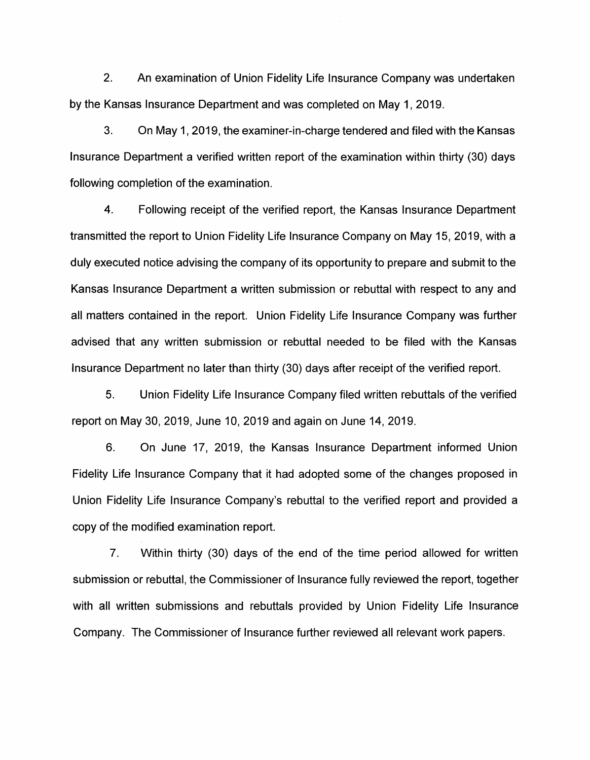2. An examination of Union Fidelity Life Insurance Company was undertaken by the Kansas Insurance Department and was completed on May 1, 2019.

3. On May 1, 2019, the examiner-in-charge tendered and filed with the Kansas Insurance Department a verified written report of the examination within thirty (30) days following completion of the examination.

4. Following receipt of the verified report, the Kansas Insurance Department transmitted the report to Union Fidelity Life Insurance Company on May 15, 2019, with a duly executed notice advising the company of its opportunity to prepare and submit to the Kansas Insurance Department a written submission or rebuttal with respect to any and all matters contained in the report. Union Fidelity Life Insurance Company was further advised that any written submission or rebuttal needed to be filed with the Kansas Insurance Department no later than thirty (30) days after receipt of the verified report.

5. Union Fidelity Life Insurance Company filed written rebuttals of the verified report on May 30, 2019, June 10, 2019 and again on June 14, 2019.

6. On June 17, 2019, the Kansas Insurance Department informed Union Fidelity Life Insurance Company that it had adopted some of the changes proposed in Union Fidelity Life Insurance Company's rebuttal to the verified report and provided a copy of the modified examination report.

7. Within thirty (30) days of the end of the time period allowed for written submission or rebuttal, the Commissioner of Insurance fully reviewed the report, together with all written submissions and rebuttals provided by Union Fidelity Life Insurance Company. The Commissioner of Insurance further reviewed all relevant work papers.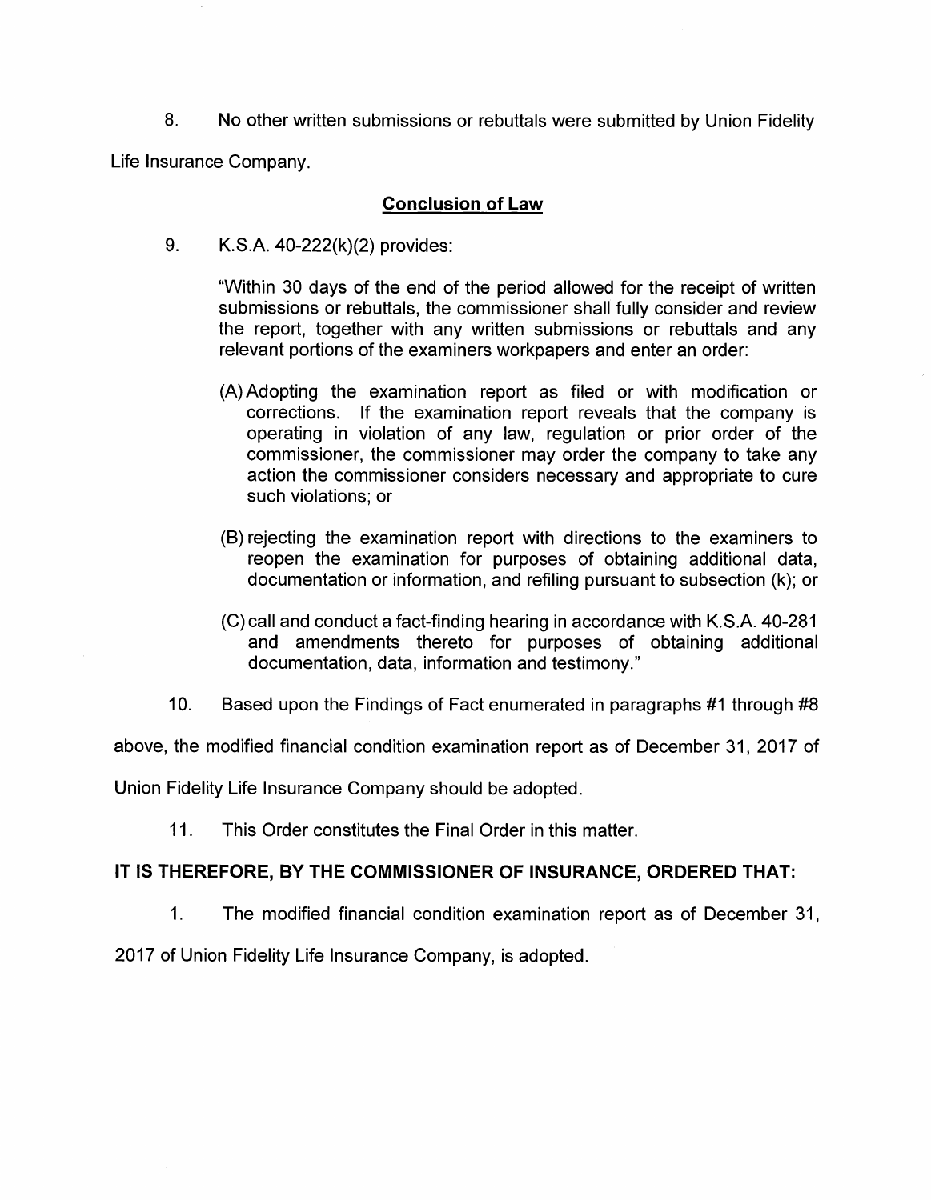8. No other written submissions or rebuttals were submitted by Union Fidelity Life Insurance Company.

## Conclusion of Law

9. K.S.A. 40-222(k)(2) provides:

> "Within 30 days of the end of the period allowed for the receipt of written submissions or rebuttals, the commissioner shall fully consider and review the report, together with any written submissions or rebuttals and any relevant portions of the examiners workpapers and enter an order:
>
> (A) Adopting the examination report as filed or with modification or corrections. If the examination report reveals that the company is operating in violation of any law, regulation or prior order of the commissioner, the commissioner may order the company to take any action the commissioner considers necessary and appropriate to cure such violations; or
>
> (B) rejecting the examination report with directions to the examiners to reopen the examination for purposes of obtaining additional data, documentation or information, and refiling pursuant to subsection (k); or
>
> (C) call and conduct a fact-finding hearing in accordance with K.S.A. 40-281 and amendments thereto for purposes of obtaining additional documentation, data, information and testimony."

10. Based upon the Findings of Fact enumerated in paragraphs #1 through #8 above, the modified financial condition examination report as of December 31, 2017 of Union Fidelity Life Insurance Company should be adopted.

11. This Order constitutes the Final Order in this matter.

**IT IS THEREFORE, BY THE COMMISSIONER OF INSURANCE, ORDERED THAT:**

1. The modified financial condition examination report as of December 31, 2017 of Union Fidelity Life Insurance Company, is adopted.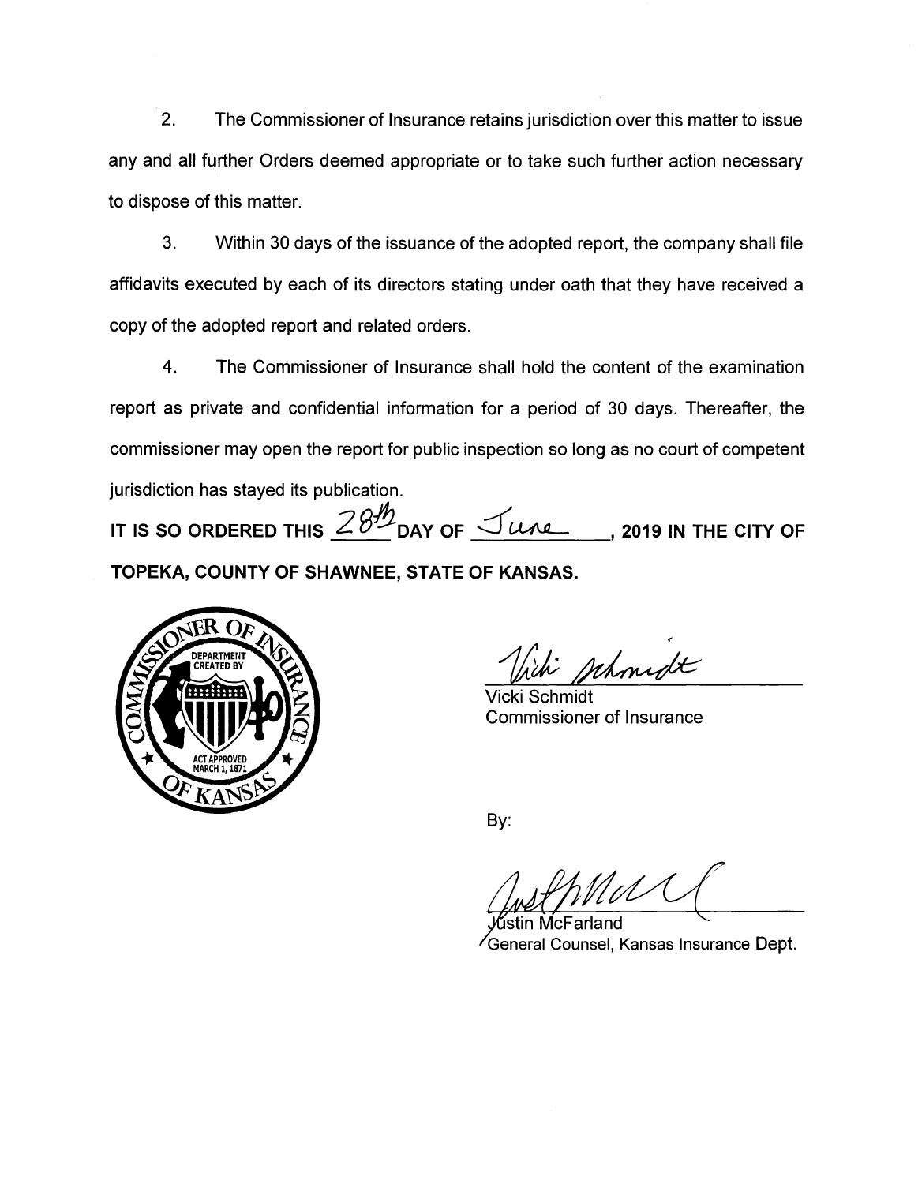2. The Commissioner of Insurance retains jurisdiction over this matter to issue any and all further Orders deemed appropriate or to take such further action necessary to dispose of this matter.

3. Within 30 days of the issuance of the adopted report, the company shall file affidavits executed by each of its directors stating under oath that they have received a copy of the adopted report and related orders.

4. The Commissioner of Insurance shall hold the content of the examination report as private and confidential information for a period of 30 days. Thereafter, the commissioner may open the report for public inspection so long as no court of competent jurisdiction has stayed its publication.

**IT IS SO ORDERED THIS 28th DAY OF June, 2019 IN THE CITY OF TOPEKA, COUNTY OF SHAWNEE, STATE OF KANSAS.**

COMMISSIONER OF INSURANCE OF KANSAS
DEPARTMENT CREATED BY ACT APPROVED MARCH 1, 1871

Vicki Schmidt
Commissioner of Insurance

By:

Justin McFarland
General Counsel, Kansas Insurance Dept.